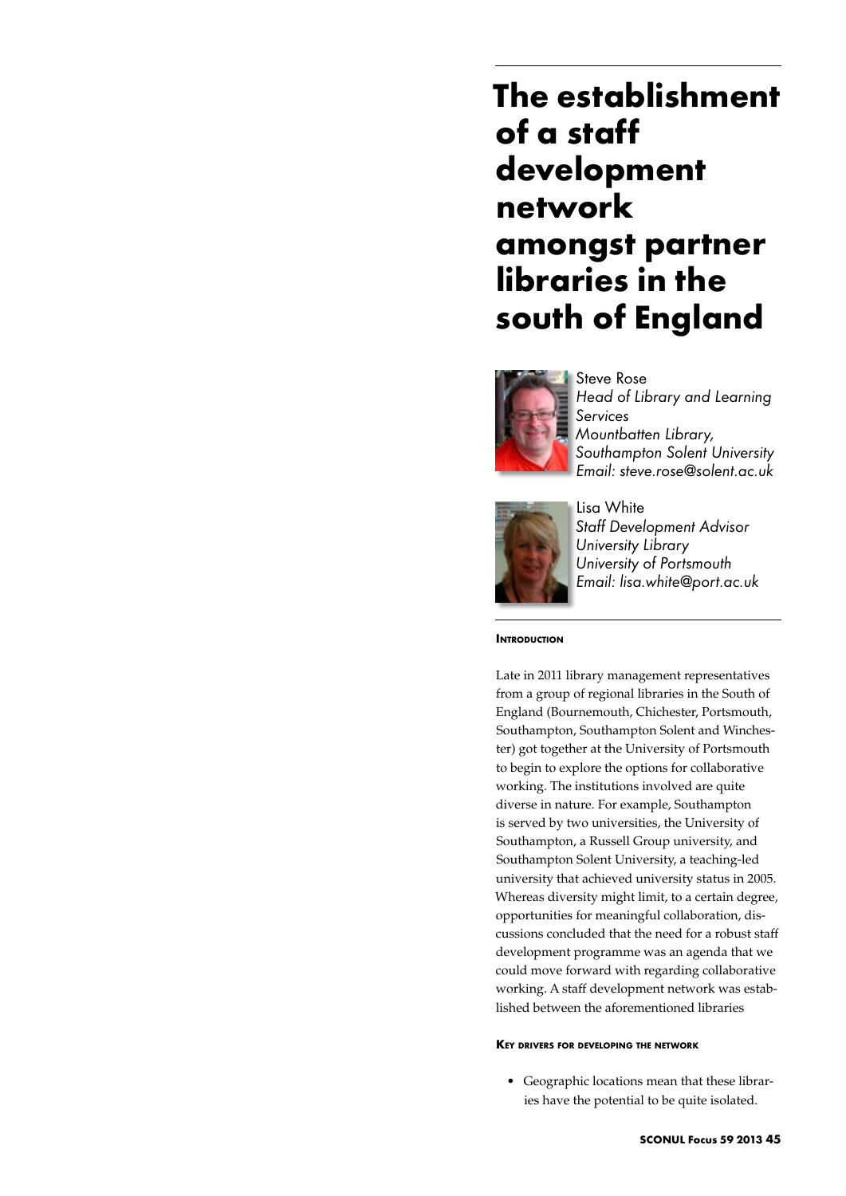# The establishment of a staff development network amongst partner libraries in the south of England

Steve Rose
*Head of Library and Learning Services*
*Mountbatten Library, Southampton Solent University*
*Email: steve.rose@solent.ac.uk*

Lisa White
*Staff Development Advisor*
*University Library*
*University of Portsmouth*
*Email: lisa.white@port.ac.uk*

## Introduction

Late in 2011 library management representatives from a group of regional libraries in the South of England (Bournemouth, Chichester, Portsmouth, Southampton, Southampton Solent and Winchester) got together at the University of Portsmouth to begin to explore the options for collaborative working. The institutions involved are quite diverse in nature. For example, Southampton is served by two universities, the University of Southampton, a Russell Group university, and Southampton Solent University, a teaching-led university that achieved university status in 2005. Whereas diversity might limit, to a certain degree, opportunities for meaningful collaboration, discussions concluded that the need for a robust staff development programme was an agenda that we could move forward with regarding collaborative working. A staff development network was established between the aforementioned libraries

## Key drivers for developing the network

- Geographic locations mean that these libraries have the potential to be quite isolated.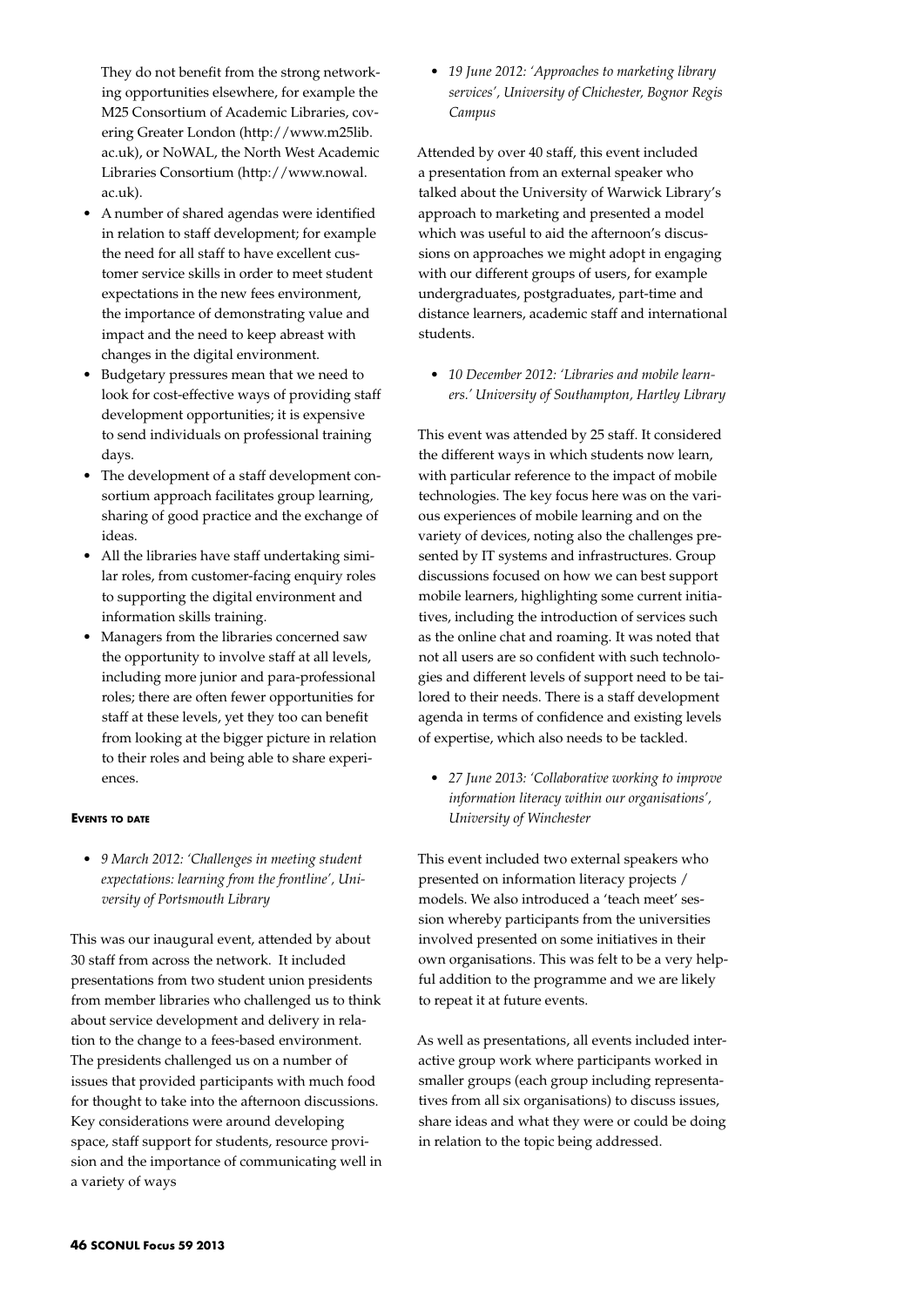They do not benefit from the strong networking opportunities elsewhere, for example the M25 Consortium of Academic Libraries, covering Greater London (http://www.m25lib.ac.uk), or NoWAL, the North West Academic Libraries Consortium (http://www.nowal.ac.uk).

- A number of shared agendas were identified in relation to staff development; for example the need for all staff to have excellent customer service skills in order to meet student expectations in the new fees environment, the importance of demonstrating value and impact and the need to keep abreast with changes in the digital environment.
- Budgetary pressures mean that we need to look for cost-effective ways of providing staff development opportunities; it is expensive to send individuals on professional training days.
- The development of a staff development consortium approach facilitates group learning, sharing of good practice and the exchange of ideas.
- All the libraries have staff undertaking similar roles, from customer-facing enquiry roles to supporting the digital environment and information skills training.
- Managers from the libraries concerned saw the opportunity to involve staff at all levels, including more junior and para-professional roles; there are often fewer opportunities for staff at these levels, yet they too can benefit from looking at the bigger picture in relation to their roles and being able to share experiences.

#### Events to date

- *9 March 2012: 'Challenges in meeting student expectations: learning from the frontline', University of Portsmouth Library*

This was our inaugural event, attended by about 30 staff from across the network. It included presentations from two student union presidents from member libraries who challenged us to think about service development and delivery in relation to the change to a fees-based environment. The presidents challenged us on a number of issues that provided participants with much food for thought to take into the afternoon discussions. Key considerations were around developing space, staff support for students, resource provision and the importance of communicating well in a variety of ways

- *19 June 2012: 'Approaches to marketing library services', University of Chichester, Bognor Regis Campus*

Attended by over 40 staff, this event included a presentation from an external speaker who talked about the University of Warwick Library's approach to marketing and presented a model which was useful to aid the afternoon's discussions on approaches we might adopt in engaging with our different groups of users, for example undergraduates, postgraduates, part-time and distance learners, academic staff and international students.

- *10 December 2012: 'Libraries and mobile learners.' University of Southampton, Hartley Library*

This event was attended by 25 staff. It considered the different ways in which students now learn, with particular reference to the impact of mobile technologies. The key focus here was on the various experiences of mobile learning and on the variety of devices, noting also the challenges presented by IT systems and infrastructures. Group discussions focused on how we can best support mobile learners, highlighting some current initiatives, including the introduction of services such as the online chat and roaming. It was noted that not all users are so confident with such technologies and different levels of support need to be tailored to their needs. There is a staff development agenda in terms of confidence and existing levels of expertise, which also needs to be tackled.

- *27 June 2013: 'Collaborative working to improve information literacy within our organisations', University of Winchester*

This event included two external speakers who presented on information literacy projects / models. We also introduced a 'teach meet' session whereby participants from the universities involved presented on some initiatives in their own organisations. This was felt to be a very helpful addition to the programme and we are likely to repeat it at future events.

As well as presentations, all events included interactive group work where participants worked in smaller groups (each group including representatives from all six organisations) to discuss issues, share ideas and what they were or could be doing in relation to the topic being addressed.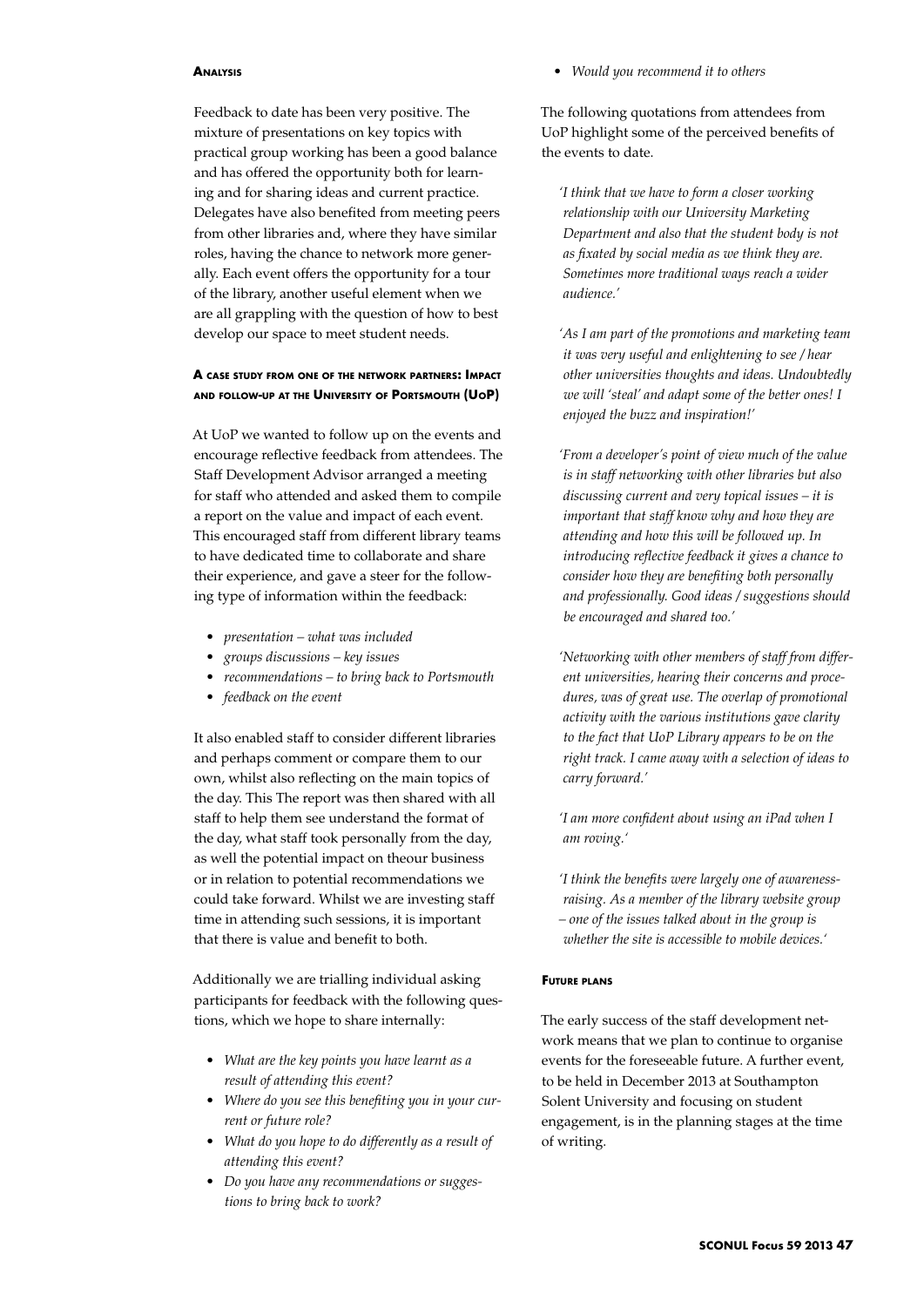### Analysis

Feedback to date has been very positive. The mixture of presentations on key topics with practical group working has been a good balance and has offered the opportunity both for learning and for sharing ideas and current practice. Delegates have also benefited from meeting peers from other libraries and, where they have similar roles, having the chance to network more generally. Each event offers the opportunity for a tour of the library, another useful element when we are all grappling with the question of how to best develop our space to meet student needs.

### A case study from one of the network partners: Impact and follow-up at the University of Portsmouth (UoP)

At UoP we wanted to follow up on the events and encourage reflective feedback from attendees. The Staff Development Advisor arranged a meeting for staff who attended and asked them to compile a report on the value and impact of each event. This encouraged staff from different library teams to have dedicated time to collaborate and share their experience, and gave a steer for the following type of information within the feedback:

- *presentation – what was included*
- *groups discussions – key issues*
- *recommendations – to bring back to Portsmouth*
- *feedback on the event*

It also enabled staff to consider different libraries and perhaps comment or compare them to our own, whilst also reflecting on the main topics of the day. This The report was then shared with all staff to help them see understand the format of the day, what staff took personally from the day, as well the potential impact on theour business or in relation to potential recommendations we could take forward. Whilst we are investing staff time in attending such sessions, it is important that there is value and benefit to both.

Additionally we are trialling individual asking participants for feedback with the following questions, which we hope to share internally:

- *What are the key points you have learnt as a result of attending this event?*
- *Where do you see this benefiting you in your current or future role?*
- *What do you hope to do differently as a result of attending this event?*
- *Do you have any recommendations or suggestions to bring back to work?*
- *Would you recommend it to others*

The following quotations from attendees from UoP highlight some of the perceived benefits of the events to date.

*'I think that we have to form a closer working relationship with our University Marketing Department and also that the student body is not as fixated by social media as we think they are. Sometimes more traditional ways reach a wider audience.'*

*'As I am part of the promotions and marketing team it was very useful and enlightening to see / hear other universities thoughts and ideas. Undoubtedly we will 'steal' and adapt some of the better ones! I enjoyed the buzz and inspiration!'*

*'From a developer's point of view much of the value is in staff networking with other libraries but also discussing current and very topical issues – it is important that staff know why and how they are attending and how this will be followed up. In introducing reflective feedback it gives a chance to consider how they are benefiting both personally and professionally. Good ideas / suggestions should be encouraged and shared too.'*

*'Networking with other members of staff from different universities, hearing their concerns and procedures, was of great use. The overlap of promotional activity with the various institutions gave clarity to the fact that UoP Library appears to be on the right track. I came away with a selection of ideas to carry forward.'*

*'I am more confident about using an iPad when I am roving.'*

*'I think the benefits were largely one of awareness-raising. As a member of the library website group – one of the issues talked about in the group is whether the site is accessible to mobile devices.'*

### Future plans

The early success of the staff development network means that we plan to continue to organise events for the foreseeable future. A further event, to be held in December 2013 at Southampton Solent University and focusing on student engagement, is in the planning stages at the time of writing.